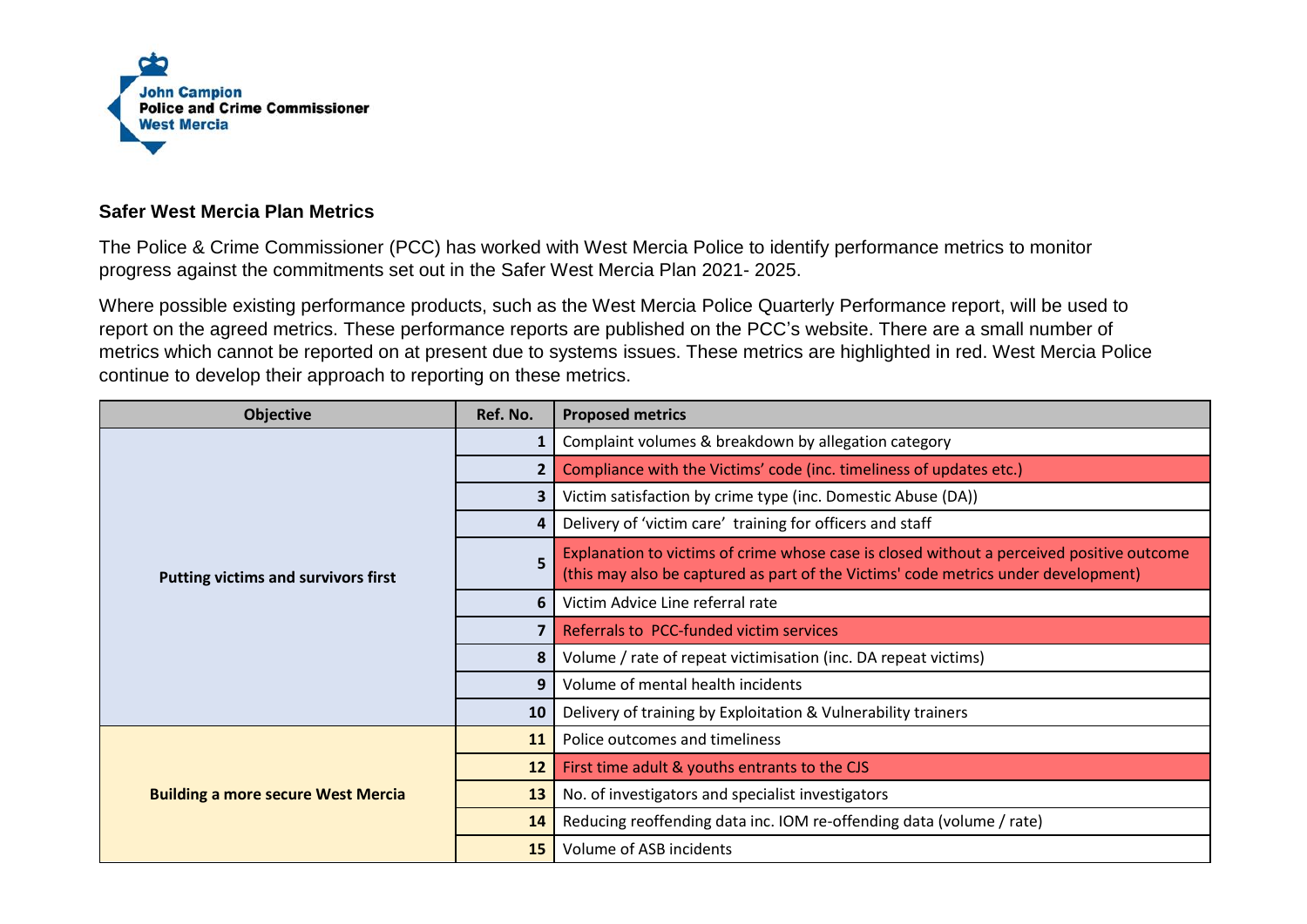John Campion
Police and Crime Commissioner
West Mercia

## Safer West Mercia Plan Metrics

The Police & Crime Commissioner (PCC) has worked with West Mercia Police to identify performance metrics to monitor progress against the commitments set out in the Safer West Mercia Plan 2021- 2025.

Where possible existing performance products, such as the West Mercia Police Quarterly Performance report, will be used to report on the agreed metrics. These performance reports are published on the PCC's website. There are a small number of metrics which cannot be reported on at present due to systems issues. These metrics are highlighted in red. West Mercia Police continue to develop their approach to reporting on these metrics.

| Objective | Ref. No. | Proposed metrics |
|---|---|---|
| Putting victims and survivors first | 1 | Complaint volumes & breakdown by allegation category |
| | 2 | Compliance with the Victims' code (inc. timeliness of updates etc.) |
| | 3 | Victim satisfaction by crime type (inc. Domestic Abuse (DA)) |
| | 4 | Delivery of 'victim care' training for officers and staff |
| | 5 | Explanation to victims of crime whose case is closed without a perceived positive outcome (this may also be captured as part of the Victims' code metrics under development) |
| | 6 | Victim Advice Line referral rate |
| | 7 | Referrals to PCC-funded victim services |
| | 8 | Volume / rate of repeat victimisation (inc. DA repeat victims) |
| | 9 | Volume of mental health incidents |
| | 10 | Delivery of training by Exploitation & Vulnerability trainers |
| Building a more secure West Mercia | 11 | Police outcomes and timeliness |
| | 12 | First time adult & youths entrants to the CJS |
| | 13 | No. of investigators and specialist investigators |
| | 14 | Reducing reoffending data inc. IOM re-offending data (volume / rate) |
| | 15 | Volume of ASB incidents |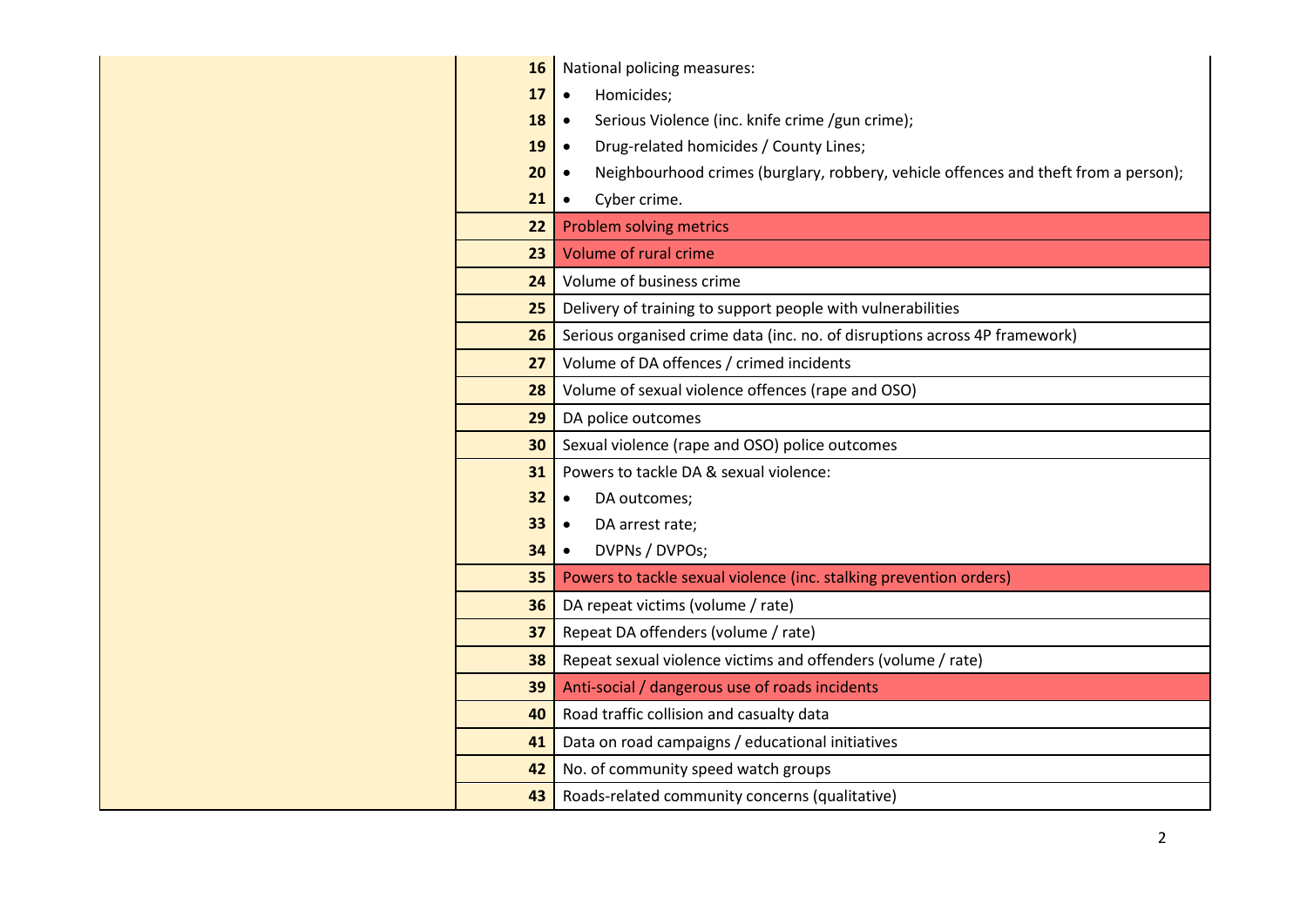|  |  |  |
|---|---|---|
|  | 16 | National policing measures: |
|  | 17 | • Homicides; |
|  | 18 | • Serious Violence (inc. knife crime /gun crime); |
|  | 19 | • Drug-related homicides / County Lines; |
|  | 20 | • Neighbourhood crimes (burglary, robbery, vehicle offences and theft from a person); |
|  | 21 | • Cyber crime. |
|  | 22 | Problem solving metrics |
|  | 23 | Volume of rural crime |
|  | 24 | Volume of business crime |
|  | 25 | Delivery of training to support people with vulnerabilities |
|  | 26 | Serious organised crime data (inc. no. of disruptions across 4P framework) |
|  | 27 | Volume of DA offences / crimed incidents |
|  | 28 | Volume of sexual violence offences (rape and OSO) |
|  | 29 | DA police outcomes |
|  | 30 | Sexual violence (rape and OSO) police outcomes |
|  | 31 | Powers to tackle DA & sexual violence: |
|  | 32 | • DA outcomes; |
|  | 33 | • DA arrest rate; |
|  | 34 | • DVPNs / DVPOs; |
|  | 35 | Powers to tackle sexual violence (inc. stalking prevention orders) |
|  | 36 | DA repeat victims (volume / rate) |
|  | 37 | Repeat DA offenders (volume / rate) |
|  | 38 | Repeat sexual violence victims and offenders (volume / rate) |
|  | 39 | Anti-social / dangerous use of roads incidents |
|  | 40 | Road traffic collision and casualty data |
|  | 41 | Data on road campaigns / educational initiatives |
|  | 42 | No. of community speed watch groups |
|  | 43 | Roads-related community concerns (qualitative) |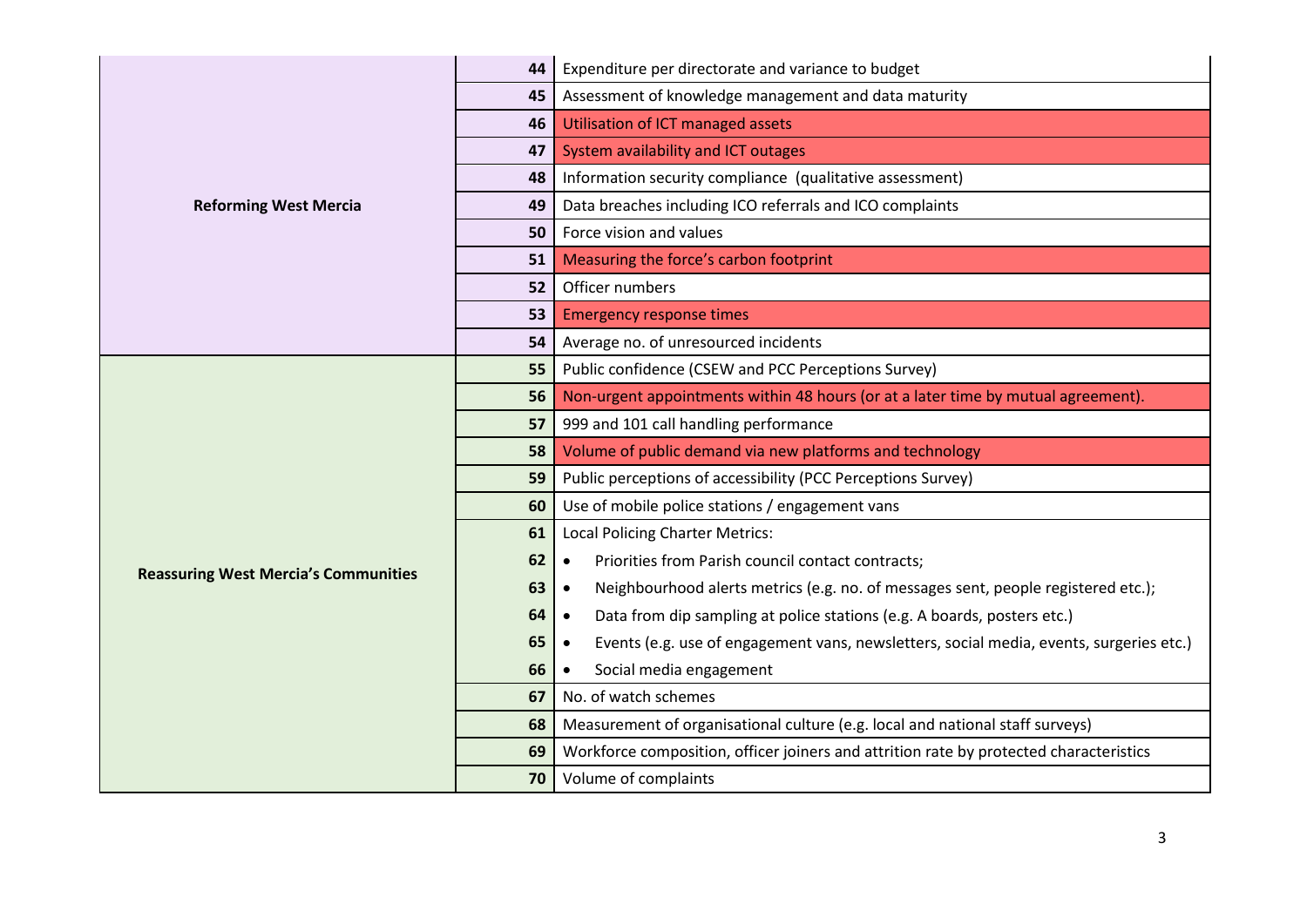| | | |
|---|---|---|
| Reforming West Mercia | 44 | Expenditure per directorate and variance to budget |
| | 45 | Assessment of knowledge management and data maturity |
| | 46 | Utilisation of ICT managed assets |
| | 47 | System availability and ICT outages |
| | 48 | Information security compliance (qualitative assessment) |
| | 49 | Data breaches including ICO referrals and ICO complaints |
| | 50 | Force vision and values |
| | 51 | Measuring the force's carbon footprint |
| | 52 | Officer numbers |
| | 53 | Emergency response times |
| | 54 | Average no. of unresourced incidents |
| Reassuring West Mercia's Communities | 55 | Public confidence (CSEW and PCC Perceptions Survey) |
| | 56 | Non-urgent appointments within 48 hours (or at a later time by mutual agreement). |
| | 57 | 999 and 101 call handling performance |
| | 58 | Volume of public demand via new platforms and technology |
| | 59 | Public perceptions of accessibility (PCC Perceptions Survey) |
| | 60 | Use of mobile police stations / engagement vans |
| | 61 | Local Policing Charter Metrics: |
| | 62 | • Priorities from Parish council contact contracts; |
| | 63 | • Neighbourhood alerts metrics (e.g. no. of messages sent, people registered etc.); |
| | 64 | • Data from dip sampling at police stations (e.g. A boards, posters etc.) |
| | 65 | • Events (e.g. use of engagement vans, newsletters, social media, events, surgeries etc.) |
| | 66 | • Social media engagement |
| | 67 | No. of watch schemes |
| | 68 | Measurement of organisational culture (e.g. local and national staff surveys) |
| | 69 | Workforce composition, officer joiners and attrition rate by protected characteristics |
| | 70 | Volume of complaints |